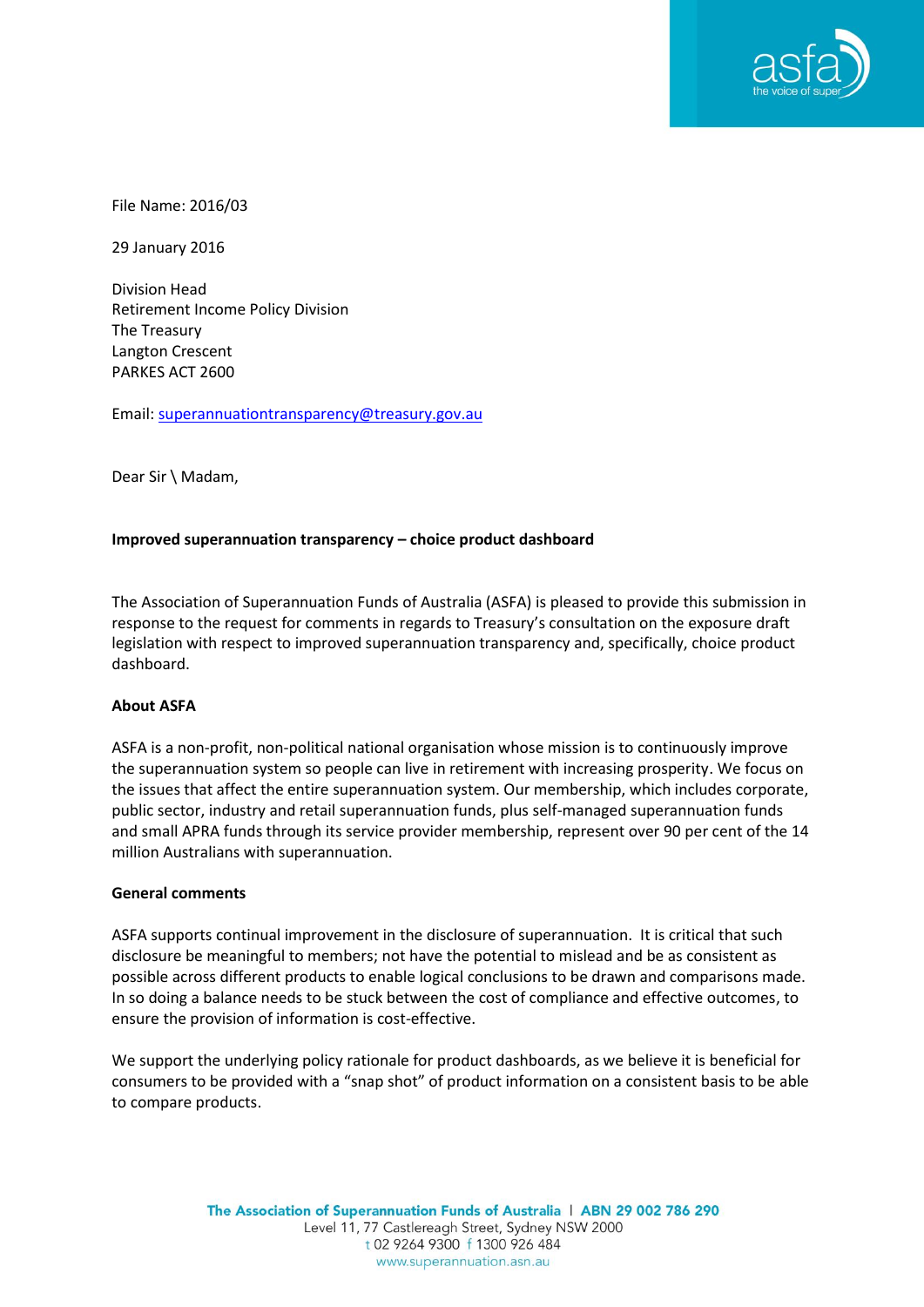File Name: 2016/03

29 January 2016

Division Head  
Retirement Income Policy Division  
The Treasury  
Langton Crescent  
PARKES ACT 2600

Email: superannuationtransparency@treasury.gov.au

Dear Sir \ Madam,

**Improved superannuation transparency – choice product dashboard**

The Association of Superannuation Funds of Australia (ASFA) is pleased to provide this submission in response to the request for comments in regards to Treasury's consultation on the exposure draft legislation with respect to improved superannuation transparency and, specifically, choice product dashboard.

**About ASFA**

ASFA is a non-profit, non-political national organisation whose mission is to continuously improve the superannuation system so people can live in retirement with increasing prosperity. We focus on the issues that affect the entire superannuation system. Our membership, which includes corporate, public sector, industry and retail superannuation funds, plus self-managed superannuation funds and small APRA funds through its service provider membership, represent over 90 per cent of the 14 million Australians with superannuation.

**General comments**

ASFA supports continual improvement in the disclosure of superannuation. It is critical that such disclosure be meaningful to members; not have the potential to mislead and be as consistent as possible across different products to enable logical conclusions to be drawn and comparisons made. In so doing a balance needs to be stuck between the cost of compliance and effective outcomes, to ensure the provision of information is cost-effective.

We support the underlying policy rationale for product dashboards, as we believe it is beneficial for consumers to be provided with a "snap shot" of product information on a consistent basis to be able to compare products.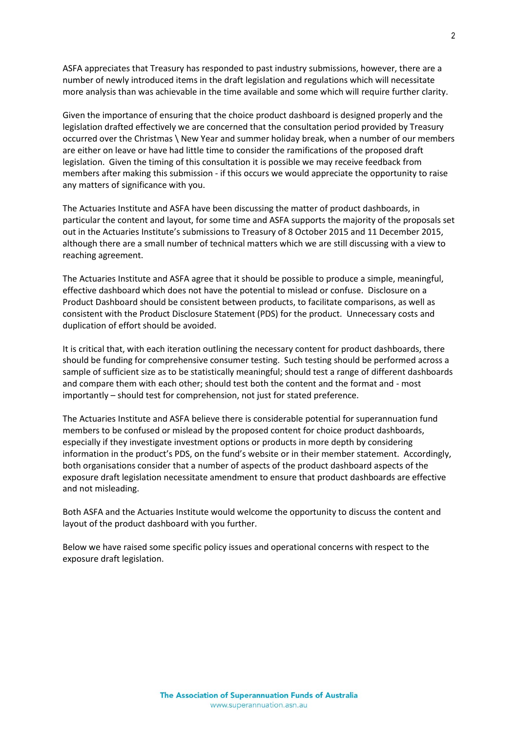ASFA appreciates that Treasury has responded to past industry submissions, however, there are a number of newly introduced items in the draft legislation and regulations which will necessitate more analysis than was achievable in the time available and some which will require further clarity.

Given the importance of ensuring that the choice product dashboard is designed properly and the legislation drafted effectively we are concerned that the consultation period provided by Treasury occurred over the Christmas \ New Year and summer holiday break, when a number of our members are either on leave or have had little time to consider the ramifications of the proposed draft legislation. Given the timing of this consultation it is possible we may receive feedback from members after making this submission - if this occurs we would appreciate the opportunity to raise any matters of significance with you.

The Actuaries Institute and ASFA have been discussing the matter of product dashboards, in particular the content and layout, for some time and ASFA supports the majority of the proposals set out in the Actuaries Institute's submissions to Treasury of 8 October 2015 and 11 December 2015, although there are a small number of technical matters which we are still discussing with a view to reaching agreement.

The Actuaries Institute and ASFA agree that it should be possible to produce a simple, meaningful, effective dashboard which does not have the potential to mislead or confuse. Disclosure on a Product Dashboard should be consistent between products, to facilitate comparisons, as well as consistent with the Product Disclosure Statement (PDS) for the product. Unnecessary costs and duplication of effort should be avoided.

It is critical that, with each iteration outlining the necessary content for product dashboards, there should be funding for comprehensive consumer testing. Such testing should be performed across a sample of sufficient size as to be statistically meaningful; should test a range of different dashboards and compare them with each other; should test both the content and the format and - most importantly – should test for comprehension, not just for stated preference.

The Actuaries Institute and ASFA believe there is considerable potential for superannuation fund members to be confused or mislead by the proposed content for choice product dashboards, especially if they investigate investment options or products in more depth by considering information in the product's PDS, on the fund's website or in their member statement. Accordingly, both organisations consider that a number of aspects of the product dashboard aspects of the exposure draft legislation necessitate amendment to ensure that product dashboards are effective and not misleading.

Both ASFA and the Actuaries Institute would welcome the opportunity to discuss the content and layout of the product dashboard with you further.

Below we have raised some specific policy issues and operational concerns with respect to the exposure draft legislation.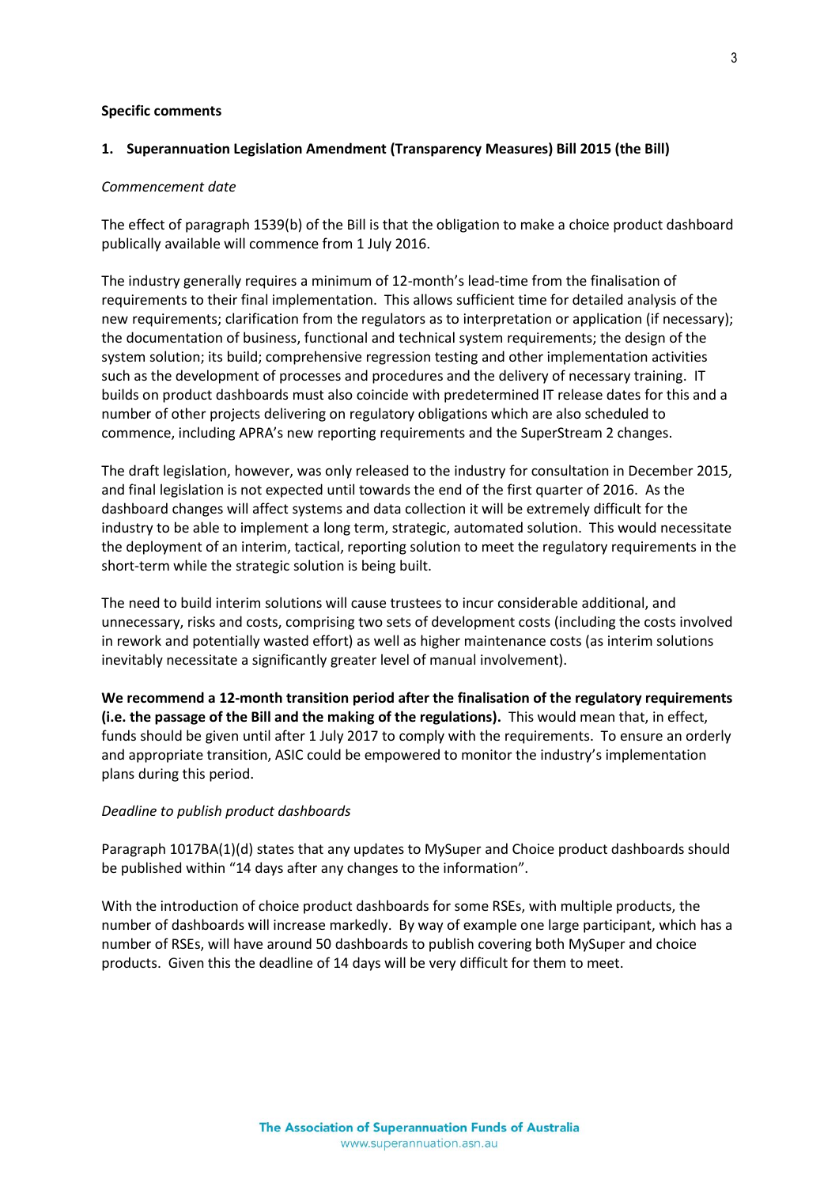**Specific comments**

**1. Superannuation Legislation Amendment (Transparency Measures) Bill 2015 (the Bill)**

*Commencement date*

The effect of paragraph 1539(b) of the Bill is that the obligation to make a choice product dashboard publically available will commence from 1 July 2016.

The industry generally requires a minimum of 12-month's lead-time from the finalisation of requirements to their final implementation. This allows sufficient time for detailed analysis of the new requirements; clarification from the regulators as to interpretation or application (if necessary); the documentation of business, functional and technical system requirements; the design of the system solution; its build; comprehensive regression testing and other implementation activities such as the development of processes and procedures and the delivery of necessary training. IT builds on product dashboards must also coincide with predetermined IT release dates for this and a number of other projects delivering on regulatory obligations which are also scheduled to commence, including APRA's new reporting requirements and the SuperStream 2 changes.

The draft legislation, however, was only released to the industry for consultation in December 2015, and final legislation is not expected until towards the end of the first quarter of 2016. As the dashboard changes will affect systems and data collection it will be extremely difficult for the industry to be able to implement a long term, strategic, automated solution. This would necessitate the deployment of an interim, tactical, reporting solution to meet the regulatory requirements in the short-term while the strategic solution is being built.

The need to build interim solutions will cause trustees to incur considerable additional, and unnecessary, risks and costs, comprising two sets of development costs (including the costs involved in rework and potentially wasted effort) as well as higher maintenance costs (as interim solutions inevitably necessitate a significantly greater level of manual involvement).

**We recommend a 12-month transition period after the finalisation of the regulatory requirements (i.e. the passage of the Bill and the making of the regulations).** This would mean that, in effect, funds should be given until after 1 July 2017 to comply with the requirements. To ensure an orderly and appropriate transition, ASIC could be empowered to monitor the industry's implementation plans during this period.

*Deadline to publish product dashboards*

Paragraph 1017BA(1)(d) states that any updates to MySuper and Choice product dashboards should be published within "14 days after any changes to the information".

With the introduction of choice product dashboards for some RSEs, with multiple products, the number of dashboards will increase markedly. By way of example one large participant, which has a number of RSEs, will have around 50 dashboards to publish covering both MySuper and choice products. Given this the deadline of 14 days will be very difficult for them to meet.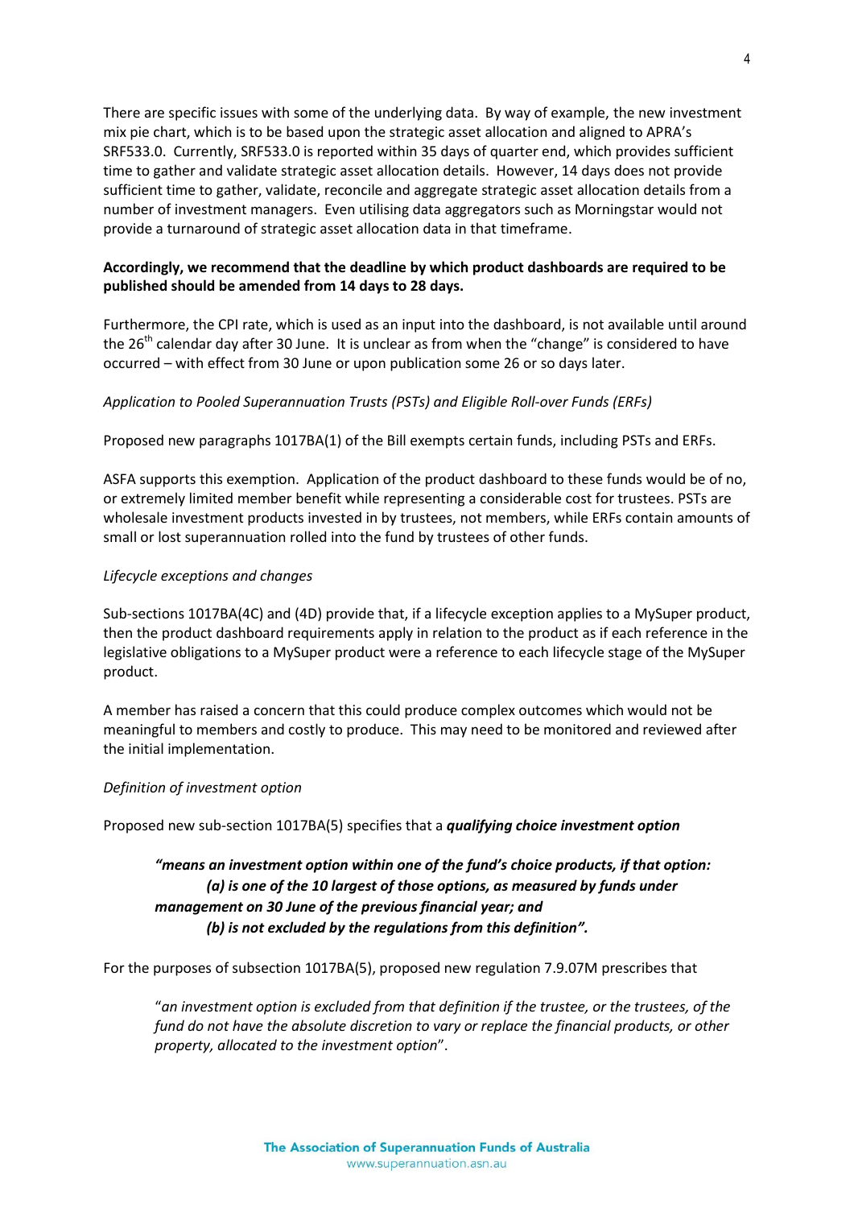There are specific issues with some of the underlying data. By way of example, the new investment mix pie chart, which is to be based upon the strategic asset allocation and aligned to APRA's SRF533.0. Currently, SRF533.0 is reported within 35 days of quarter end, which provides sufficient time to gather and validate strategic asset allocation details. However, 14 days does not provide sufficient time to gather, validate, reconcile and aggregate strategic asset allocation details from a number of investment managers. Even utilising data aggregators such as Morningstar would not provide a turnaround of strategic asset allocation data in that timeframe.

**Accordingly, we recommend that the deadline by which product dashboards are required to be published should be amended from 14 days to 28 days.**

Furthermore, the CPI rate, which is used as an input into the dashboard, is not available until around the 26th calendar day after 30 June. It is unclear as from when the "change" is considered to have occurred – with effect from 30 June or upon publication some 26 or so days later.

*Application to Pooled Superannuation Trusts (PSTs) and Eligible Roll-over Funds (ERFs)*

Proposed new paragraphs 1017BA(1) of the Bill exempts certain funds, including PSTs and ERFs.

ASFA supports this exemption. Application of the product dashboard to these funds would be of no, or extremely limited member benefit while representing a considerable cost for trustees. PSTs are wholesale investment products invested in by trustees, not members, while ERFs contain amounts of small or lost superannuation rolled into the fund by trustees of other funds.

*Lifecycle exceptions and changes*

Sub-sections 1017BA(4C) and (4D) provide that, if a lifecycle exception applies to a MySuper product, then the product dashboard requirements apply in relation to the product as if each reference in the legislative obligations to a MySuper product were a reference to each lifecycle stage of the MySuper product.

A member has raised a concern that this could produce complex outcomes which would not be meaningful to members and costly to produce. This may need to be monitored and reviewed after the initial implementation.

*Definition of investment option*

Proposed new sub-section 1017BA(5) specifies that a ***qualifying choice investment option***

> ***"means an investment option within one of the fund's choice products, if that option:***
> ***(a) is one of the 10 largest of those options, as measured by funds under management on 30 June of the previous financial year; and***
> ***(b) is not excluded by the regulations from this definition".***

For the purposes of subsection 1017BA(5), proposed new regulation 7.9.07M prescribes that

> "*an investment option is excluded from that definition if the trustee, or the trustees, of the fund do not have the absolute discretion to vary or replace the financial products, or other property, allocated to the investment option*".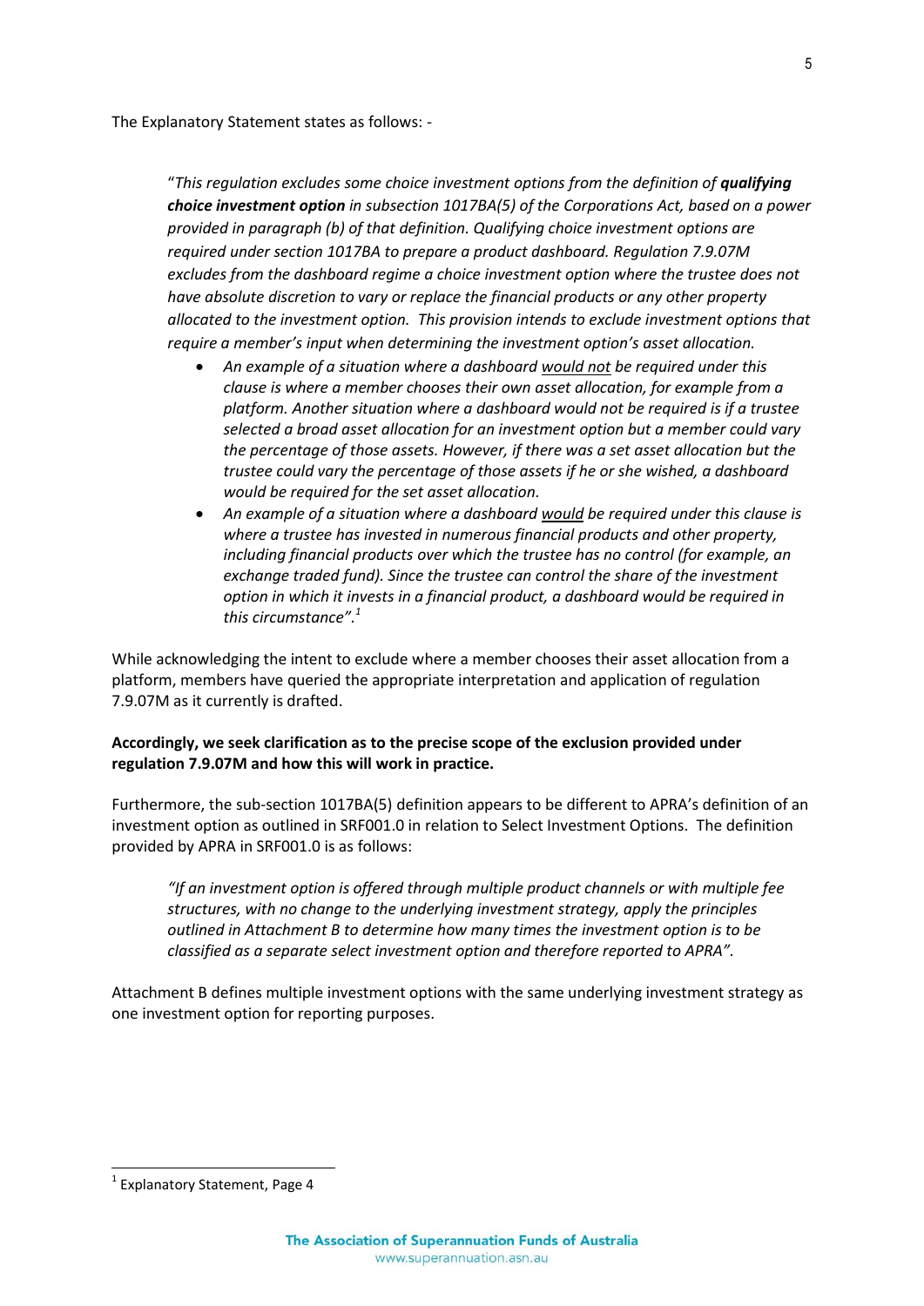The Explanatory Statement states as follows: -

> "*This regulation excludes some choice investment options from the definition of **qualifying choice investment option** in subsection 1017BA(5) of the Corporations Act, based on a power provided in paragraph (b) of that definition. Qualifying choice investment options are required under section 1017BA to prepare a product dashboard. Regulation 7.9.07M excludes from the dashboard regime a choice investment option where the trustee does not have absolute discretion to vary or replace the financial products or any other property allocated to the investment option. This provision intends to exclude investment options that require a member's input when determining the investment option's asset allocation.*
>
> - *An example of a situation where a dashboard <u>would not</u> be required under this clause is where a member chooses their own asset allocation, for example from a platform. Another situation where a dashboard would not be required is if a trustee selected a broad asset allocation for an investment option but a member could vary the percentage of those assets. However, if there was a set asset allocation but the trustee could vary the percentage of those assets if he or she wished, a dashboard would be required for the set asset allocation.*
> - *An example of a situation where a dashboard <u>would</u> be required under this clause is where a trustee has invested in numerous financial products and other property, including financial products over which the trustee has no control (for example, an exchange traded fund). Since the trustee can control the share of the investment option in which it invests in a financial product, a dashboard would be required in this circumstance".*[1]

While acknowledging the intent to exclude where a member chooses their asset allocation from a platform, members have queried the appropriate interpretation and application of regulation 7.9.07M as it currently is drafted.

**Accordingly, we seek clarification as to the precise scope of the exclusion provided under regulation 7.9.07M and how this will work in practice.**

Furthermore, the sub-section 1017BA(5) definition appears to be different to APRA's definition of an investment option as outlined in SRF001.0 in relation to Select Investment Options. The definition provided by APRA in SRF001.0 is as follows:

> *"If an investment option is offered through multiple product channels or with multiple fee structures, with no change to the underlying investment strategy, apply the principles outlined in Attachment B to determine how many times the investment option is to be classified as a separate select investment option and therefore reported to APRA".*

Attachment B defines multiple investment options with the same underlying investment strategy as one investment option for reporting purposes.

---

[1] Explanatory Statement, Page 4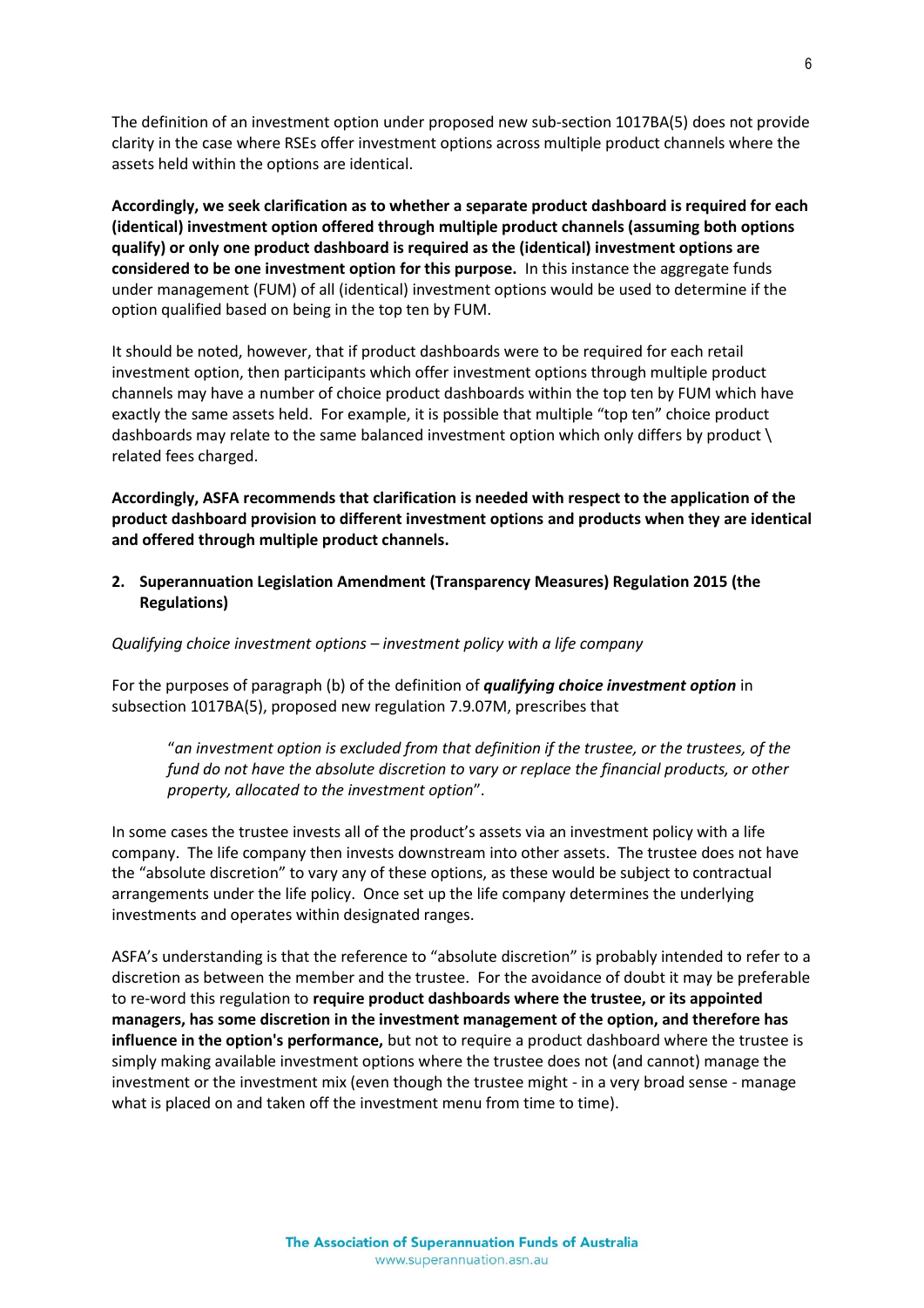The definition of an investment option under proposed new sub-section 1017BA(5) does not provide clarity in the case where RSEs offer investment options across multiple product channels where the assets held within the options are identical.

**Accordingly, we seek clarification as to whether a separate product dashboard is required for each (identical) investment option offered through multiple product channels (assuming both options qualify) or only one product dashboard is required as the (identical) investment options are considered to be one investment option for this purpose.** In this instance the aggregate funds under management (FUM) of all (identical) investment options would be used to determine if the option qualified based on being in the top ten by FUM.

It should be noted, however, that if product dashboards were to be required for each retail investment option, then participants which offer investment options through multiple product channels may have a number of choice product dashboards within the top ten by FUM which have exactly the same assets held. For example, it is possible that multiple "top ten" choice product dashboards may relate to the same balanced investment option which only differs by product \ related fees charged.

**Accordingly, ASFA recommends that clarification is needed with respect to the application of the product dashboard provision to different investment options and products when they are identical and offered through multiple product channels.**

## 2. Superannuation Legislation Amendment (Transparency Measures) Regulation 2015 (the Regulations)

*Qualifying choice investment options – investment policy with a life company*

For the purposes of paragraph (b) of the definition of ***qualifying choice investment option*** in subsection 1017BA(5), proposed new regulation 7.9.07M, prescribes that

> "*an investment option is excluded from that definition if the trustee, or the trustees, of the fund do not have the absolute discretion to vary or replace the financial products, or other property, allocated to the investment option*".

In some cases the trustee invests all of the product's assets via an investment policy with a life company. The life company then invests downstream into other assets. The trustee does not have the "absolute discretion" to vary any of these options, as these would be subject to contractual arrangements under the life policy. Once set up the life company determines the underlying investments and operates within designated ranges.

ASFA's understanding is that the reference to "absolute discretion" is probably intended to refer to a discretion as between the member and the trustee. For the avoidance of doubt it may be preferable to re-word this regulation to **require product dashboards where the trustee, or its appointed managers, has some discretion in the investment management of the option, and therefore has influence in the option's performance,** but not to require a product dashboard where the trustee is simply making available investment options where the trustee does not (and cannot) manage the investment or the investment mix (even though the trustee might - in a very broad sense - manage what is placed on and taken off the investment menu from time to time).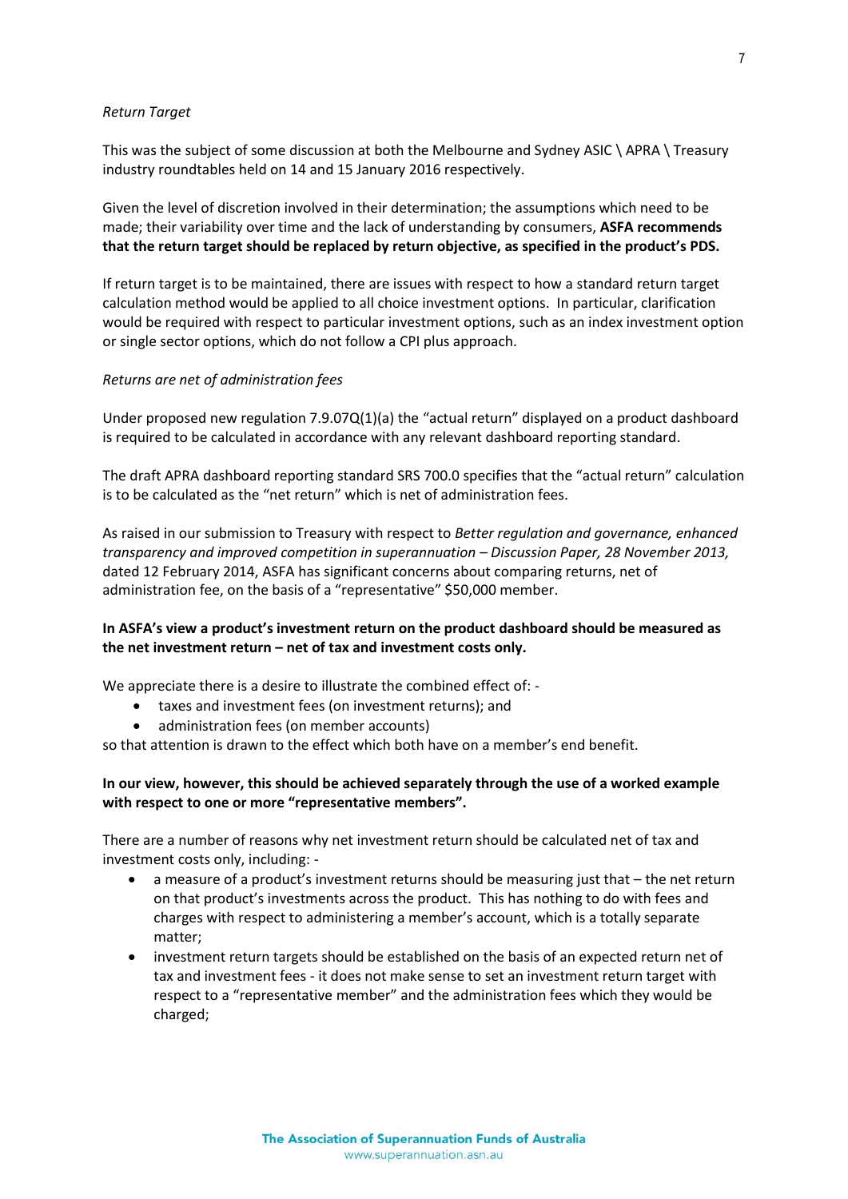*Return Target*

This was the subject of some discussion at both the Melbourne and Sydney ASIC \ APRA \ Treasury industry roundtables held on 14 and 15 January 2016 respectively.

Given the level of discretion involved in their determination; the assumptions which need to be made; their variability over time and the lack of understanding by consumers, **ASFA recommends that the return target should be replaced by return objective, as specified in the product's PDS.**

If return target is to be maintained, there are issues with respect to how a standard return target calculation method would be applied to all choice investment options. In particular, clarification would be required with respect to particular investment options, such as an index investment option or single sector options, which do not follow a CPI plus approach.

*Returns are net of administration fees*

Under proposed new regulation 7.9.07Q(1)(a) the "actual return" displayed on a product dashboard is required to be calculated in accordance with any relevant dashboard reporting standard.

The draft APRA dashboard reporting standard SRS 700.0 specifies that the "actual return" calculation is to be calculated as the "net return" which is net of administration fees.

As raised in our submission to Treasury with respect to *Better regulation and governance, enhanced transparency and improved competition in superannuation – Discussion Paper, 28 November 2013,* dated 12 February 2014, ASFA has significant concerns about comparing returns, net of administration fee, on the basis of a "representative" $50,000 member.

**In ASFA's view a product's investment return on the product dashboard should be measured as the net investment return – net of tax and investment costs only.**

We appreciate there is a desire to illustrate the combined effect of: -

- taxes and investment fees (on investment returns); and
- administration fees (on member accounts)

so that attention is drawn to the effect which both have on a member's end benefit.

**In our view, however, this should be achieved separately through the use of a worked example with respect to one or more "representative members".**

There are a number of reasons why net investment return should be calculated net of tax and investment costs only, including: -

- a measure of a product's investment returns should be measuring just that – the net return on that product's investments across the product. This has nothing to do with fees and charges with respect to administering a member's account, which is a totally separate matter;
- investment return targets should be established on the basis of an expected return net of tax and investment fees - it does not make sense to set an investment return target with respect to a "representative member" and the administration fees which they would be charged;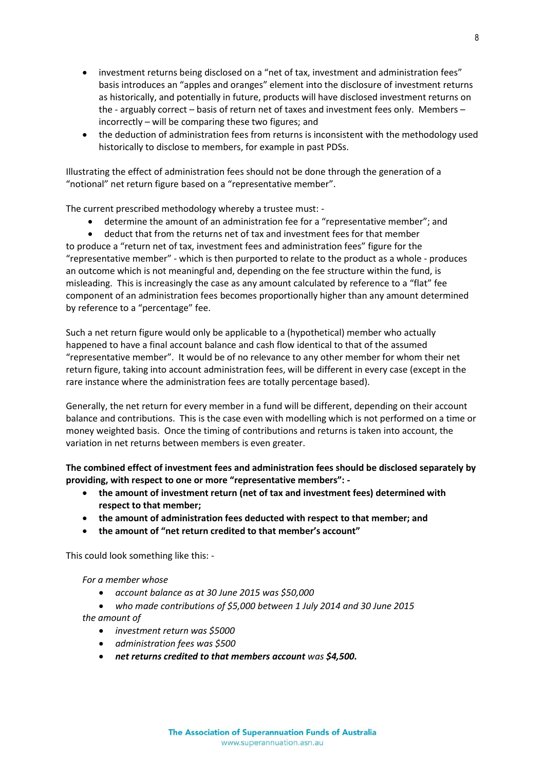- investment returns being disclosed on a "net of tax, investment and administration fees" basis introduces an "apples and oranges" element into the disclosure of investment returns as historically, and potentially in future, products will have disclosed investment returns on the - arguably correct – basis of return net of taxes and investment fees only. Members – incorrectly – will be comparing these two figures; and
- the deduction of administration fees from returns is inconsistent with the methodology used historically to disclose to members, for example in past PDSs.

Illustrating the effect of administration fees should not be done through the generation of a "notional" net return figure based on a "representative member".

The current prescribed methodology whereby a trustee must: -

- determine the amount of an administration fee for a "representative member"; and
- deduct that from the returns net of tax and investment fees for that member

to produce a "return net of tax, investment fees and administration fees" figure for the "representative member" - which is then purported to relate to the product as a whole - produces an outcome which is not meaningful and, depending on the fee structure within the fund, is misleading. This is increasingly the case as any amount calculated by reference to a "flat" fee component of an administration fees becomes proportionally higher than any amount determined by reference to a "percentage" fee.

Such a net return figure would only be applicable to a (hypothetical) member who actually happened to have a final account balance and cash flow identical to that of the assumed "representative member". It would be of no relevance to any other member for whom their net return figure, taking into account administration fees, will be different in every case (except in the rare instance where the administration fees are totally percentage based).

Generally, the net return for every member in a fund will be different, depending on their account balance and contributions. This is the case even with modelling which is not performed on a time or money weighted basis. Once the timing of contributions and returns is taken into account, the variation in net returns between members is even greater.

**The combined effect of investment fees and administration fees should be disclosed separately by providing, with respect to one or more "representative members": -**

- **the amount of investment return (net of tax and investment fees) determined with respect to that member;**
- **the amount of administration fees deducted with respect to that member; and**
- **the amount of "net return credited to that member's account"**

This could look something like this: -

*For a member whose*

- *account balance as at 30 June 2015 was $50,000*
- *who made contributions of $5,000 between 1 July 2014 and 30 June 2015*

*the amount of*

- *investment return was $5000*
- *administration fees was $500*
- ***net returns credited to that members account** was **$4,500.***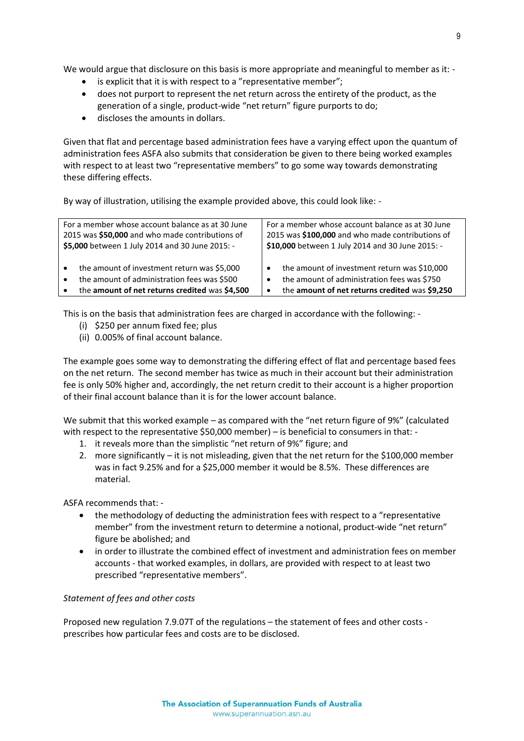We would argue that disclosure on this basis is more appropriate and meaningful to member as it: -

- is explicit that it is with respect to a "representative member";
- does not purport to represent the net return across the entirety of the product, as the generation of a single, product-wide "net return" figure purports to do;
- discloses the amounts in dollars.

Given that flat and percentage based administration fees have a varying effect upon the quantum of administration fees ASFA also submits that consideration be given to there being worked examples with respect to at least two "representative members" to go some way towards demonstrating these differing effects.

By way of illustration, utilising the example provided above, this could look like: -

| For a member whose account balance as at 30 June 2015 was **$50,000** and who made contributions of **$5,000** between 1 July 2014 and 30 June 2015: - | For a member whose account balance as at 30 June 2015 was **$100,000** and who made contributions of **$10,000** between 1 July 2014 and 30 June 2015: - |
|---|---|
| • the amount of investment return was $5,000<br>• the amount of administration fees was $500<br>• the **amount of net returns credited** was **$4,500** | • the amount of investment return was $10,000<br>• the amount of administration fees was $750<br>• the **amount of net returns credited** was **$9,250** |

This is on the basis that administration fees are charged in accordance with the following: -

(i) $250 per annum fixed fee; plus
(ii) 0.005% of final account balance.

The example goes some way to demonstrating the differing effect of flat and percentage based fees on the net return. The second member has twice as much in their account but their administration fee is only 50% higher and, accordingly, the net return credit to their account is a higher proportion of their final account balance than it is for the lower account balance.

We submit that this worked example – as compared with the "net return figure of 9%" (calculated with respect to the representative $50,000 member) – is beneficial to consumers in that: -

1. it reveals more than the simplistic "net return of 9%" figure; and
2. more significantly – it is not misleading, given that the net return for the $100,000 member was in fact 9.25% and for a $25,000 member it would be 8.5%. These differences are material.

ASFA recommends that: -

- the methodology of deducting the administration fees with respect to a "representative member" from the investment return to determine a notional, product-wide "net return" figure be abolished; and
- in order to illustrate the combined effect of investment and administration fees on member accounts - that worked examples, in dollars, are provided with respect to at least two prescribed "representative members".

*Statement of fees and other costs*

Proposed new regulation 7.9.07T of the regulations – the statement of fees and other costs - prescribes how particular fees and costs are to be disclosed.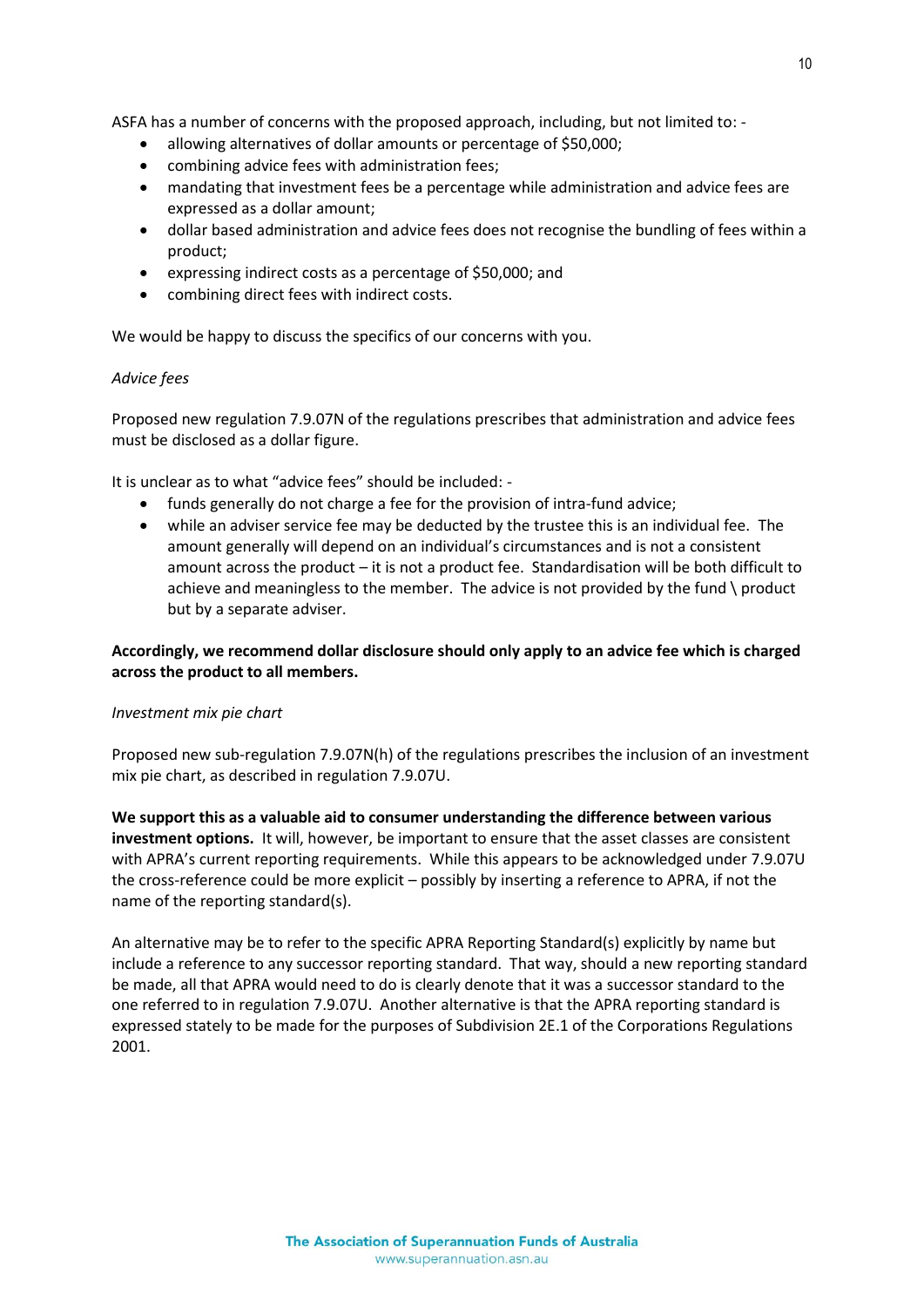ASFA has a number of concerns with the proposed approach, including, but not limited to: -

- allowing alternatives of dollar amounts or percentage of $50,000;
- combining advice fees with administration fees;
- mandating that investment fees be a percentage while administration and advice fees are expressed as a dollar amount;
- dollar based administration and advice fees does not recognise the bundling of fees within a product;
- expressing indirect costs as a percentage of $50,000; and
- combining direct fees with indirect costs.

We would be happy to discuss the specifics of our concerns with you.

*Advice fees*

Proposed new regulation 7.9.07N of the regulations prescribes that administration and advice fees must be disclosed as a dollar figure.

It is unclear as to what "advice fees" should be included: -

- funds generally do not charge a fee for the provision of intra-fund advice;
- while an adviser service fee may be deducted by the trustee this is an individual fee. The amount generally will depend on an individual's circumstances and is not a consistent amount across the product – it is not a product fee. Standardisation will be both difficult to achieve and meaningless to the member. The advice is not provided by the fund \ product but by a separate adviser.

**Accordingly, we recommend dollar disclosure should only apply to an advice fee which is charged across the product to all members.**

*Investment mix pie chart*

Proposed new sub-regulation 7.9.07N(h) of the regulations prescribes the inclusion of an investment mix pie chart, as described in regulation 7.9.07U.

**We support this as a valuable aid to consumer understanding the difference between various investment options.** It will, however, be important to ensure that the asset classes are consistent with APRA's current reporting requirements. While this appears to be acknowledged under 7.9.07U the cross-reference could be more explicit – possibly by inserting a reference to APRA, if not the name of the reporting standard(s).

An alternative may be to refer to the specific APRA Reporting Standard(s) explicitly by name but include a reference to any successor reporting standard. That way, should a new reporting standard be made, all that APRA would need to do is clearly denote that it was a successor standard to the one referred to in regulation 7.9.07U. Another alternative is that the APRA reporting standard is expressed stately to be made for the purposes of Subdivision 2E.1 of the Corporations Regulations 2001.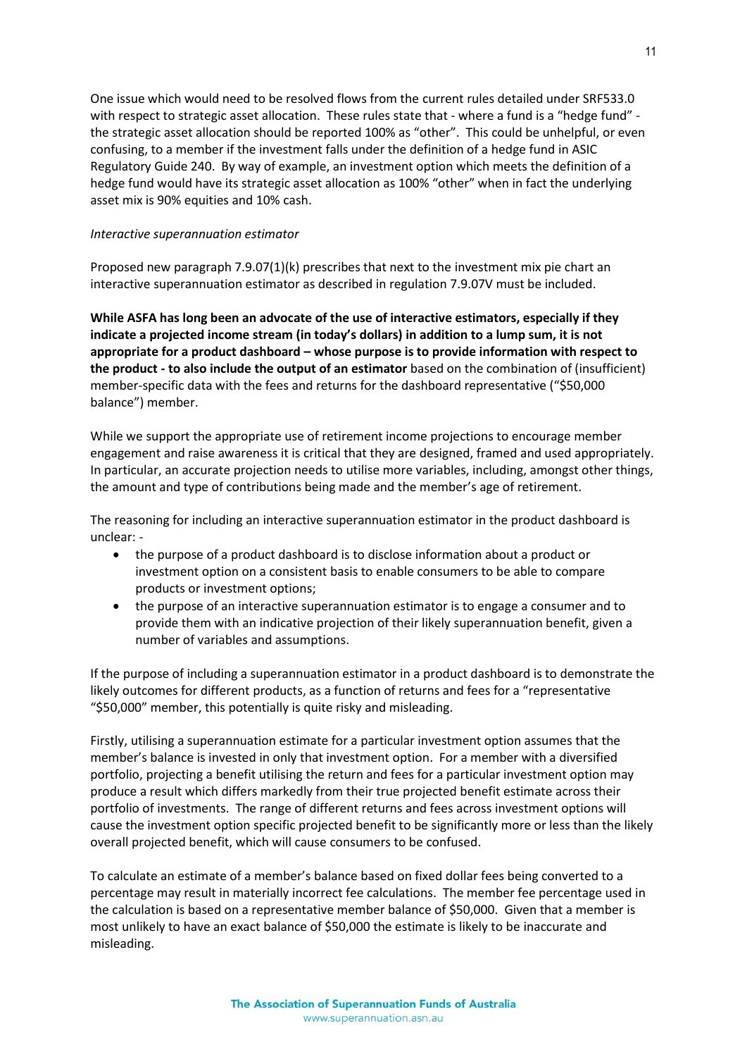One issue which would need to be resolved flows from the current rules detailed under SRF533.0 with respect to strategic asset allocation. These rules state that - where a fund is a "hedge fund" - the strategic asset allocation should be reported 100% as "other". This could be unhelpful, or even confusing, to a member if the investment falls under the definition of a hedge fund in ASIC Regulatory Guide 240. By way of example, an investment option which meets the definition of a hedge fund would have its strategic asset allocation as 100% "other" when in fact the underlying asset mix is 90% equities and 10% cash.

*Interactive superannuation estimator*

Proposed new paragraph 7.9.07(1)(k) prescribes that next to the investment mix pie chart an interactive superannuation estimator as described in regulation 7.9.07V must be included.

**While ASFA has long been an advocate of the use of interactive estimators, especially if they indicate a projected income stream (in today's dollars) in addition to a lump sum, it is not appropriate for a product dashboard – whose purpose is to provide information with respect to the product - to also include the output of an estimator** based on the combination of (insufficient) member-specific data with the fees and returns for the dashboard representative ("$50,000 balance") member.

While we support the appropriate use of retirement income projections to encourage member engagement and raise awareness it is critical that they are designed, framed and used appropriately. In particular, an accurate projection needs to utilise more variables, including, amongst other things, the amount and type of contributions being made and the member's age of retirement.

The reasoning for including an interactive superannuation estimator in the product dashboard is unclear: -

- the purpose of a product dashboard is to disclose information about a product or investment option on a consistent basis to enable consumers to be able to compare products or investment options;
- the purpose of an interactive superannuation estimator is to engage a consumer and to provide them with an indicative projection of their likely superannuation benefit, given a number of variables and assumptions.

If the purpose of including a superannuation estimator in a product dashboard is to demonstrate the likely outcomes for different products, as a function of returns and fees for a "representative "$50,000" member, this potentially is quite risky and misleading.

Firstly, utilising a superannuation estimate for a particular investment option assumes that the member's balance is invested in only that investment option. For a member with a diversified portfolio, projecting a benefit utilising the return and fees for a particular investment option may produce a result which differs markedly from their true projected benefit estimate across their portfolio of investments. The range of different returns and fees across investment options will cause the investment option specific projected benefit to be significantly more or less than the likely overall projected benefit, which will cause consumers to be confused.

To calculate an estimate of a member's balance based on fixed dollar fees being converted to a percentage may result in materially incorrect fee calculations. The member fee percentage used in the calculation is based on a representative member balance of $50,000. Given that a member is most unlikely to have an exact balance of $50,000 the estimate is likely to be inaccurate and misleading.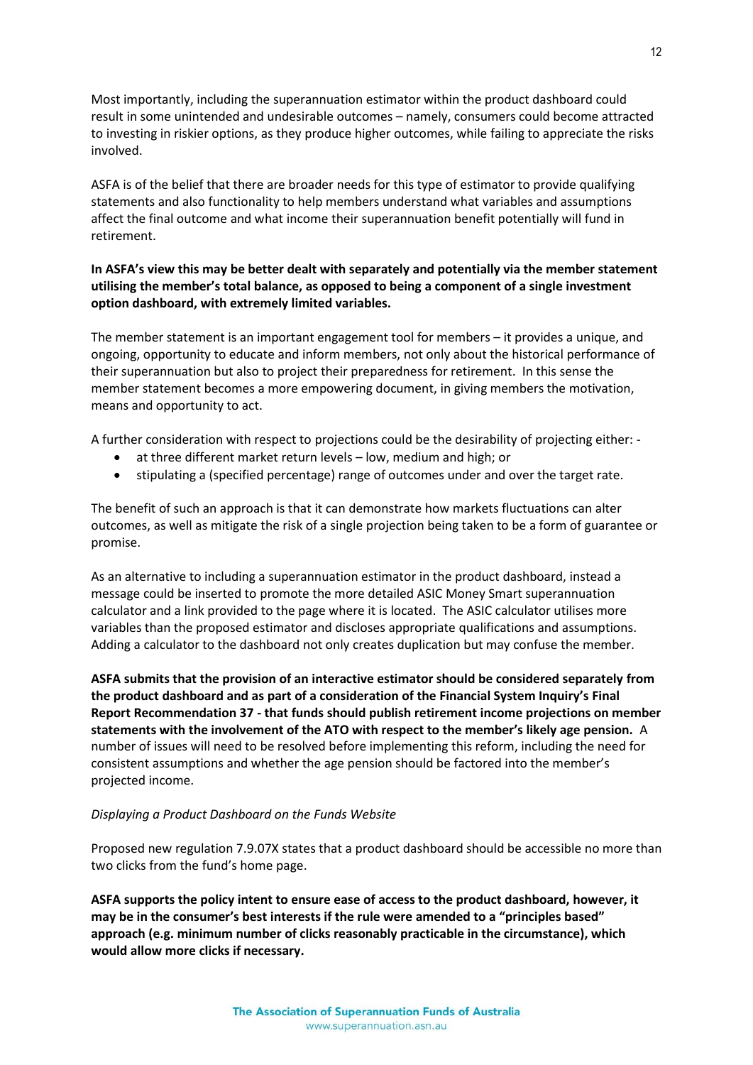Most importantly, including the superannuation estimator within the product dashboard could result in some unintended and undesirable outcomes – namely, consumers could become attracted to investing in riskier options, as they produce higher outcomes, while failing to appreciate the risks involved.

ASFA is of the belief that there are broader needs for this type of estimator to provide qualifying statements and also functionality to help members understand what variables and assumptions affect the final outcome and what income their superannuation benefit potentially will fund in retirement.

**In ASFA's view this may be better dealt with separately and potentially via the member statement utilising the member's total balance, as opposed to being a component of a single investment option dashboard, with extremely limited variables.**

The member statement is an important engagement tool for members – it provides a unique, and ongoing, opportunity to educate and inform members, not only about the historical performance of their superannuation but also to project their preparedness for retirement. In this sense the member statement becomes a more empowering document, in giving members the motivation, means and opportunity to act.

A further consideration with respect to projections could be the desirability of projecting either: -

- at three different market return levels – low, medium and high; or
- stipulating a (specified percentage) range of outcomes under and over the target rate.

The benefit of such an approach is that it can demonstrate how markets fluctuations can alter outcomes, as well as mitigate the risk of a single projection being taken to be a form of guarantee or promise.

As an alternative to including a superannuation estimator in the product dashboard, instead a message could be inserted to promote the more detailed ASIC Money Smart superannuation calculator and a link provided to the page where it is located. The ASIC calculator utilises more variables than the proposed estimator and discloses appropriate qualifications and assumptions. Adding a calculator to the dashboard not only creates duplication but may confuse the member.

**ASFA submits that the provision of an interactive estimator should be considered separately from the product dashboard and as part of a consideration of the Financial System Inquiry's Final Report Recommendation 37 - that funds should publish retirement income projections on member statements with the involvement of the ATO with respect to the member's likely age pension.** A number of issues will need to be resolved before implementing this reform, including the need for consistent assumptions and whether the age pension should be factored into the member's projected income.

*Displaying a Product Dashboard on the Funds Website*

Proposed new regulation 7.9.07X states that a product dashboard should be accessible no more than two clicks from the fund's home page.

**ASFA supports the policy intent to ensure ease of access to the product dashboard, however, it may be in the consumer's best interests if the rule were amended to a "principles based" approach (e.g. minimum number of clicks reasonably practicable in the circumstance), which would allow more clicks if necessary.**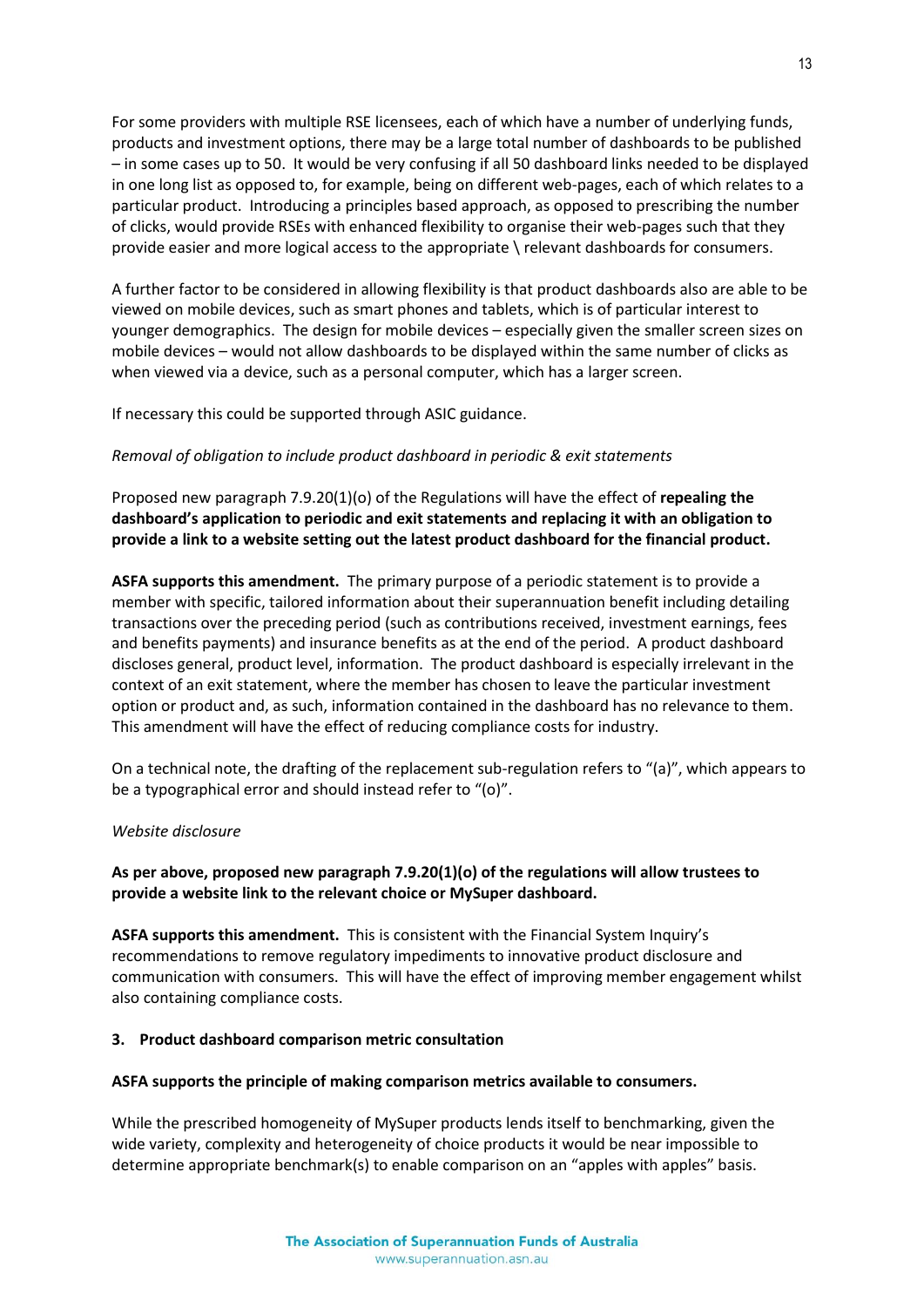For some providers with multiple RSE licensees, each of which have a number of underlying funds, products and investment options, there may be a large total number of dashboards to be published – in some cases up to 50. It would be very confusing if all 50 dashboard links needed to be displayed in one long list as opposed to, for example, being on different web-pages, each of which relates to a particular product. Introducing a principles based approach, as opposed to prescribing the number of clicks, would provide RSEs with enhanced flexibility to organise their web-pages such that they provide easier and more logical access to the appropriate \ relevant dashboards for consumers.

A further factor to be considered in allowing flexibility is that product dashboards also are able to be viewed on mobile devices, such as smart phones and tablets, which is of particular interest to younger demographics. The design for mobile devices – especially given the smaller screen sizes on mobile devices – would not allow dashboards to be displayed within the same number of clicks as when viewed via a device, such as a personal computer, which has a larger screen.

If necessary this could be supported through ASIC guidance.

*Removal of obligation to include product dashboard in periodic & exit statements*

Proposed new paragraph 7.9.20(1)(o) of the Regulations will have the effect of **repealing the dashboard's application to periodic and exit statements and replacing it with an obligation to provide a link to a website setting out the latest product dashboard for the financial product.**

**ASFA supports this amendment.** The primary purpose of a periodic statement is to provide a member with specific, tailored information about their superannuation benefit including detailing transactions over the preceding period (such as contributions received, investment earnings, fees and benefits payments) and insurance benefits as at the end of the period. A product dashboard discloses general, product level, information. The product dashboard is especially irrelevant in the context of an exit statement, where the member has chosen to leave the particular investment option or product and, as such, information contained in the dashboard has no relevance to them. This amendment will have the effect of reducing compliance costs for industry.

On a technical note, the drafting of the replacement sub-regulation refers to "(a)", which appears to be a typographical error and should instead refer to "(o)".

*Website disclosure*

**As per above, proposed new paragraph 7.9.20(1)(o) of the regulations will allow trustees to provide a website link to the relevant choice or MySuper dashboard.**

**ASFA supports this amendment.** This is consistent with the Financial System Inquiry's recommendations to remove regulatory impediments to innovative product disclosure and communication with consumers. This will have the effect of improving member engagement whilst also containing compliance costs.

### 3. Product dashboard comparison metric consultation

**ASFA supports the principle of making comparison metrics available to consumers.**

While the prescribed homogeneity of MySuper products lends itself to benchmarking, given the wide variety, complexity and heterogeneity of choice products it would be near impossible to determine appropriate benchmark(s) to enable comparison on an "apples with apples" basis.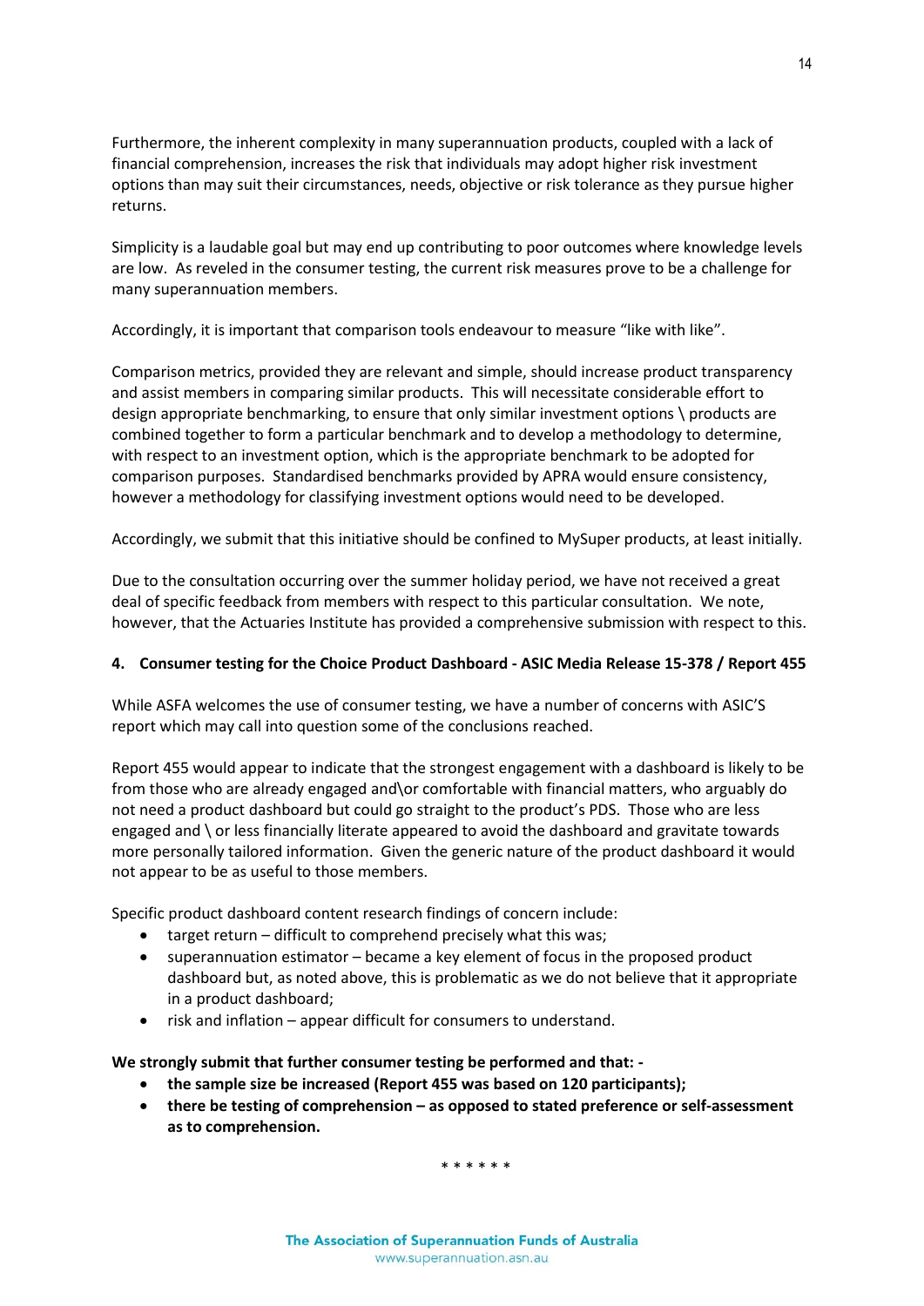Furthermore, the inherent complexity in many superannuation products, coupled with a lack of financial comprehension, increases the risk that individuals may adopt higher risk investment options than may suit their circumstances, needs, objective or risk tolerance as they pursue higher returns.

Simplicity is a laudable goal but may end up contributing to poor outcomes where knowledge levels are low. As reveled in the consumer testing, the current risk measures prove to be a challenge for many superannuation members.

Accordingly, it is important that comparison tools endeavour to measure "like with like".

Comparison metrics, provided they are relevant and simple, should increase product transparency and assist members in comparing similar products. This will necessitate considerable effort to design appropriate benchmarking, to ensure that only similar investment options \ products are combined together to form a particular benchmark and to develop a methodology to determine, with respect to an investment option, which is the appropriate benchmark to be adopted for comparison purposes. Standardised benchmarks provided by APRA would ensure consistency, however a methodology for classifying investment options would need to be developed.

Accordingly, we submit that this initiative should be confined to MySuper products, at least initially.

Due to the consultation occurring over the summer holiday period, we have not received a great deal of specific feedback from members with respect to this particular consultation. We note, however, that the Actuaries Institute has provided a comprehensive submission with respect to this.

**4. Consumer testing for the Choice Product Dashboard - ASIC Media Release 15-378 / Report 455**

While ASFA welcomes the use of consumer testing, we have a number of concerns with ASIC'S report which may call into question some of the conclusions reached.

Report 455 would appear to indicate that the strongest engagement with a dashboard is likely to be from those who are already engaged and\or comfortable with financial matters, who arguably do not need a product dashboard but could go straight to the product's PDS. Those who are less engaged and \ or less financially literate appeared to avoid the dashboard and gravitate towards more personally tailored information. Given the generic nature of the product dashboard it would not appear to be as useful to those members.

Specific product dashboard content research findings of concern include:

- target return – difficult to comprehend precisely what this was;
- superannuation estimator – became a key element of focus in the proposed product dashboard but, as noted above, this is problematic as we do not believe that it appropriate in a product dashboard;
- risk and inflation – appear difficult for consumers to understand.

**We strongly submit that further consumer testing be performed and that: -**

- **the sample size be increased (Report 455 was based on 120 participants);**
- **there be testing of comprehension – as opposed to stated preference or self-assessment as to comprehension.**

\* \* \* \* \* \*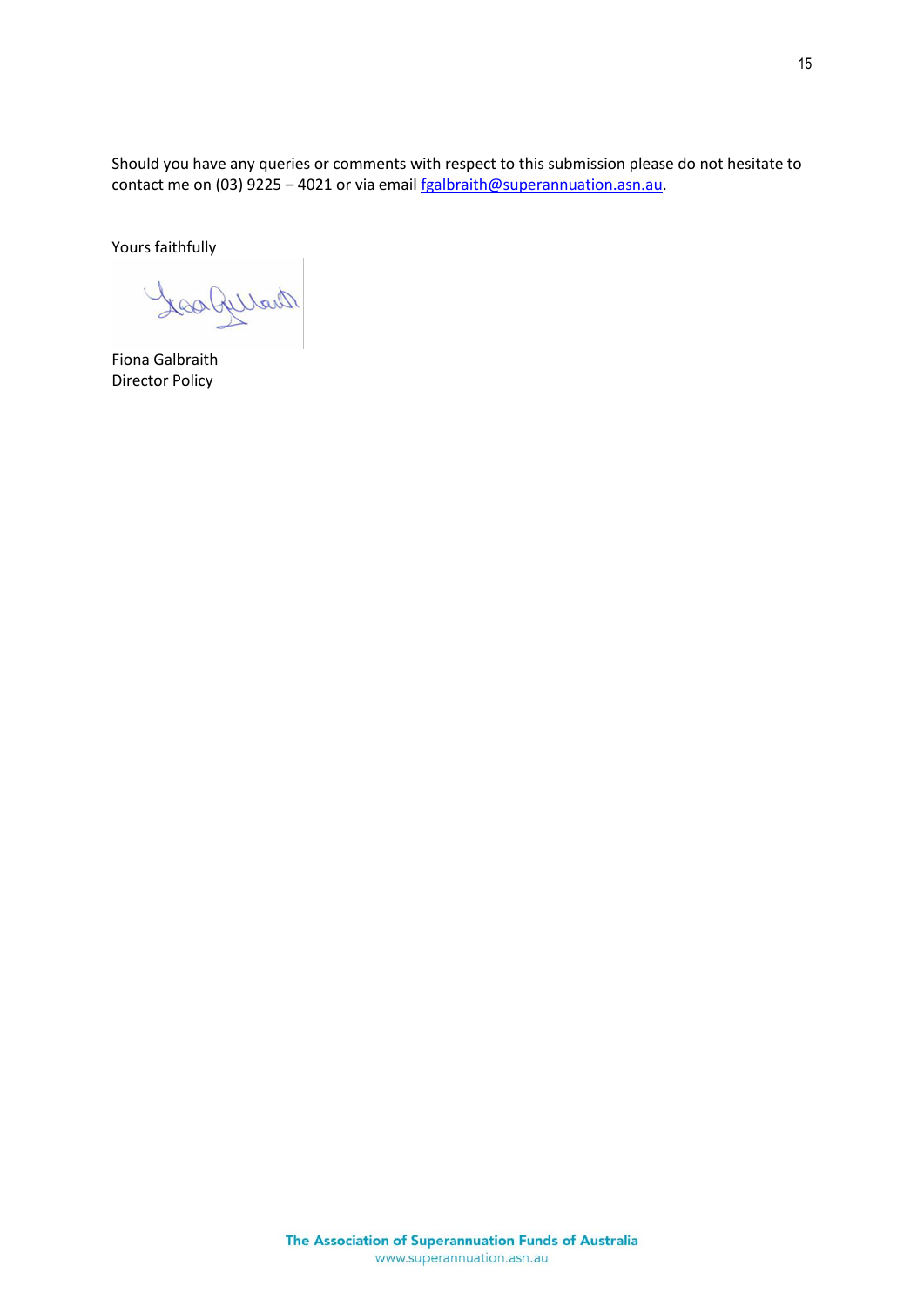Should you have any queries or comments with respect to this submission please do not hesitate to contact me on (03) 9225 – 4021 or via email fgalbraith@superannuation.asn.au.

Yours faithfully

Fiona Galbraith
Director Policy